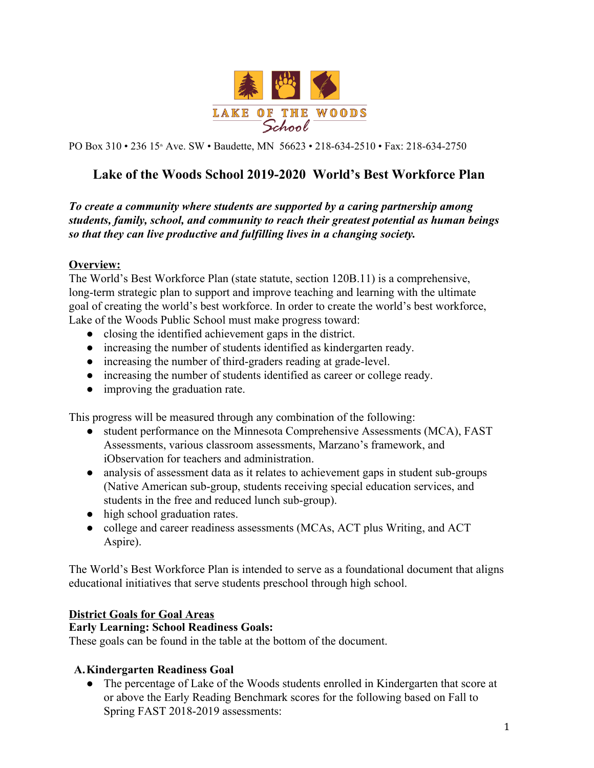LAKE OF THE WOODS School

PO Box 310 • 236 15th Ave. SW • Baudette, MN 56623 • 218-634-2510 • Fax: 218-634-2750

# Lake of the Woods School 2019-2020 World's Best Workforce Plan

***To create a community where students are supported by a caring partnership among students, family, school, and community to reach their greatest potential as human beings so that they can live productive and fulfilling lives in a changing society.***

## Overview:

The World's Best Workforce Plan (state statute, section 120B.11) is a comprehensive, long-term strategic plan to support and improve teaching and learning with the ultimate goal of creating the world's best workforce. In order to create the world's best workforce, Lake of the Woods Public School must make progress toward:

- closing the identified achievement gaps in the district.
- increasing the number of students identified as kindergarten ready.
- increasing the number of third-graders reading at grade-level.
- increasing the number of students identified as career or college ready.
- improving the graduation rate.

This progress will be measured through any combination of the following:

- student performance on the Minnesota Comprehensive Assessments (MCA), FAST Assessments, various classroom assessments, Marzano's framework, and iObservation for teachers and administration.
- analysis of assessment data as it relates to achievement gaps in student sub-groups (Native American sub-group, students receiving special education services, and students in the free and reduced lunch sub-group).
- high school graduation rates.
- college and career readiness assessments (MCAs, ACT plus Writing, and ACT Aspire).

The World's Best Workforce Plan is intended to serve as a foundational document that aligns educational initiatives that serve students preschool through high school.

## District Goals for Goal Areas

**Early Learning: School Readiness Goals:**

These goals can be found in the table at the bottom of the document.

### A. Kindergarten Readiness Goal

- The percentage of Lake of the Woods students enrolled in Kindergarten that score at or above the Early Reading Benchmark scores for the following based on Fall to Spring FAST 2018-2019 assessments: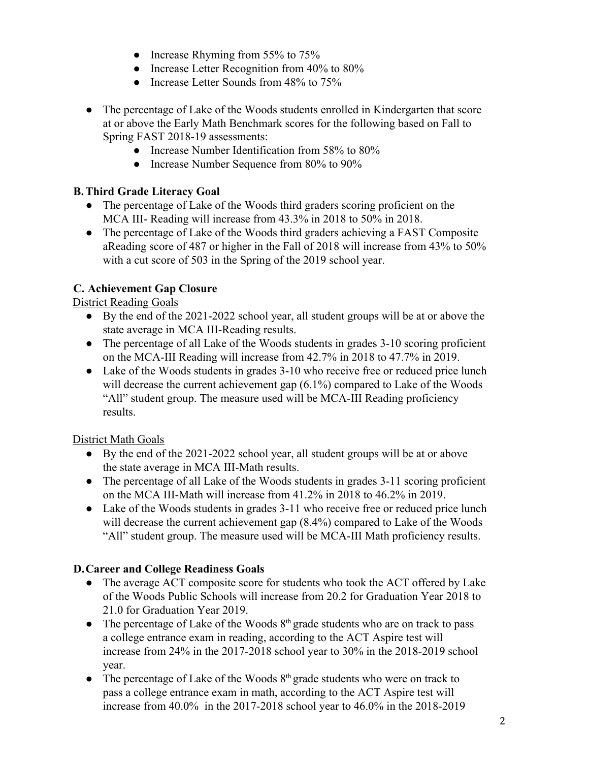- Increase Rhyming from 55% to 75%
- Increase Letter Recognition from 40% to 80%
- Increase Letter Sounds from 48% to 75%

- The percentage of Lake of the Woods students enrolled in Kindergarten that score at or above the Early Math Benchmark scores for the following based on Fall to Spring FAST 2018-19 assessments:
  - Increase Number Identification from 58% to 80%
  - Increase Number Sequence from 80% to 90%

### B. Third Grade Literacy Goal

- The percentage of Lake of the Woods third graders scoring proficient on the MCA III- Reading will increase from 43.3% in 2018 to 50% in 2018.
- The percentage of Lake of the Woods third graders achieving a FAST Composite aReading score of 487 or higher in the Fall of 2018 will increase from 43% to 50% with a cut score of 503 in the Spring of the 2019 school year.

### C. Achievement Gap Closure

District Reading Goals

- By the end of the 2021-2022 school year, all student groups will be at or above the state average in MCA III-Reading results.
- The percentage of all Lake of the Woods students in grades 3-10 scoring proficient on the MCA-III Reading will increase from 42.7% in 2018 to 47.7% in 2019.
- Lake of the Woods students in grades 3-10 who receive free or reduced price lunch will decrease the current achievement gap (6.1%) compared to Lake of the Woods "All" student group. The measure used will be MCA-III Reading proficiency results.

District Math Goals

- By the end of the 2021-2022 school year, all student groups will be at or above the state average in MCA III-Math results.
- The percentage of all Lake of the Woods students in grades 3-11 scoring proficient on the MCA III-Math will increase from 41.2% in 2018 to 46.2% in 2019.
- Lake of the Woods students in grades 3-11 who receive free or reduced price lunch will decrease the current achievement gap (8.4%) compared to Lake of the Woods "All" student group. The measure used will be MCA-III Math proficiency results.

### D. Career and College Readiness Goals

- The average ACT composite score for students who took the ACT offered by Lake of the Woods Public Schools will increase from 20.2 for Graduation Year 2018 to 21.0 for Graduation Year 2019.
- The percentage of Lake of the Woods 8th grade students who are on track to pass a college entrance exam in reading, according to the ACT Aspire test will increase from 24% in the 2017-2018 school year to 30% in the 2018-2019 school year.
- The percentage of Lake of the Woods 8th grade students who were on track to pass a college entrance exam in math, according to the ACT Aspire test will increase from 40.0% in the 2017-2018 school year to 46.0% in the 2018-2019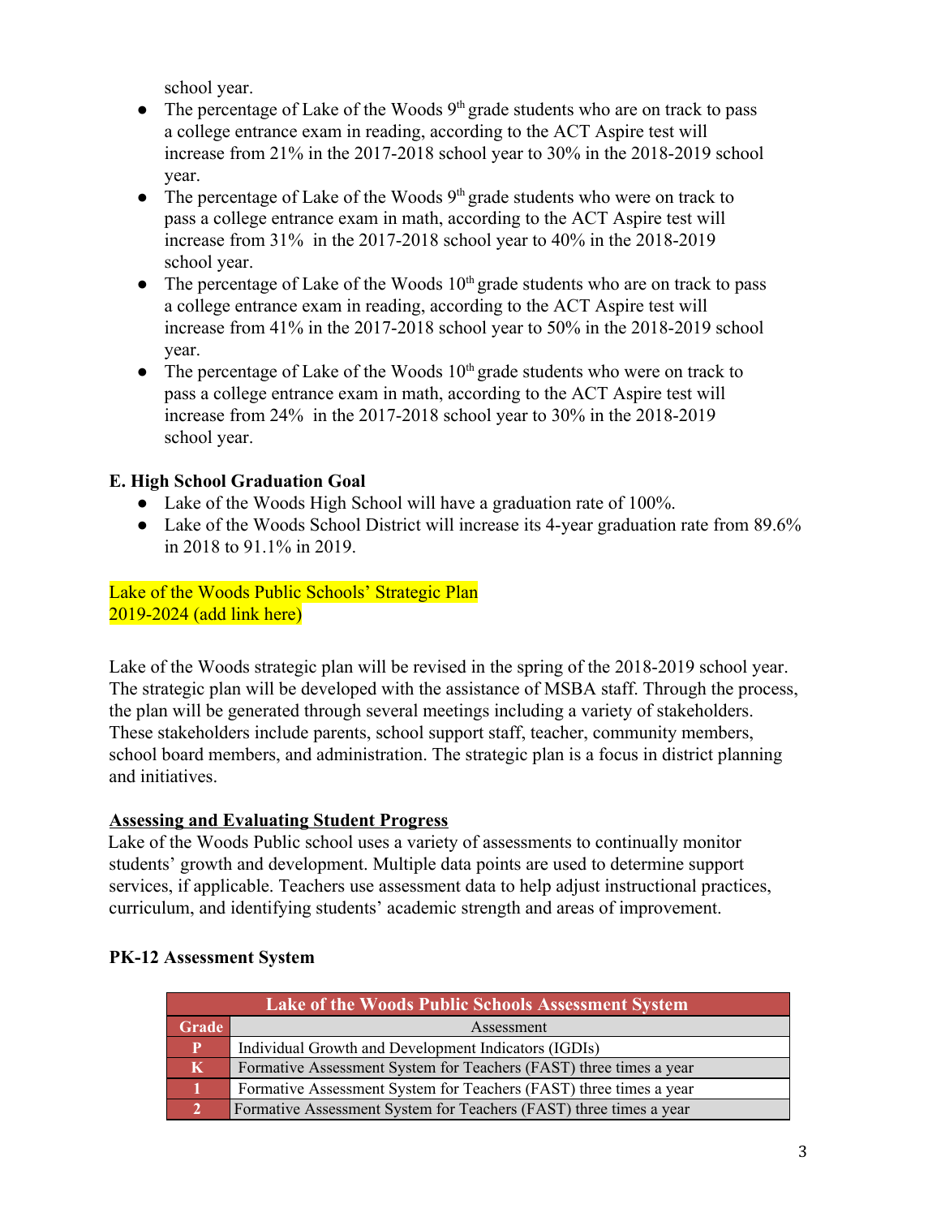school year.

- The percentage of Lake of the Woods 9th grade students who are on track to pass a college entrance exam in reading, according to the ACT Aspire test will increase from 21% in the 2017-2018 school year to 30% in the 2018-2019 school year.
- The percentage of Lake of the Woods 9th grade students who were on track to pass a college entrance exam in math, according to the ACT Aspire test will increase from 31% in the 2017-2018 school year to 40% in the 2018-2019 school year.
- The percentage of Lake of the Woods 10th grade students who are on track to pass a college entrance exam in reading, according to the ACT Aspire test will increase from 41% in the 2017-2018 school year to 50% in the 2018-2019 school year.
- The percentage of Lake of the Woods 10th grade students who were on track to pass a college entrance exam in math, according to the ACT Aspire test will increase from 24% in the 2017-2018 school year to 30% in the 2018-2019 school year.

**E. High School Graduation Goal**

- Lake of the Woods High School will have a graduation rate of 100%.
- Lake of the Woods School District will increase its 4-year graduation rate from 89.6% in 2018 to 91.1% in 2019.

Lake of the Woods Public Schools' Strategic Plan 2019-2024 (add link here)

Lake of the Woods strategic plan will be revised in the spring of the 2018-2019 school year. The strategic plan will be developed with the assistance of MSBA staff. Through the process, the plan will be generated through several meetings including a variety of stakeholders. These stakeholders include parents, school support staff, teacher, community members, school board members, and administration. The strategic plan is a focus in district planning and initiatives.

**Assessing and Evaluating Student Progress**

Lake of the Woods Public school uses a variety of assessments to continually monitor students' growth and development. Multiple data points are used to determine support services, if applicable. Teachers use assessment data to help adjust instructional practices, curriculum, and identifying students' academic strength and areas of improvement.

**PK-12 Assessment System**

| Lake of the Woods Public Schools Assessment System | |
|---|---|
| **Grade** | Assessment |
| **P** | Individual Growth and Development Indicators (IGDIs) |
| **K** | Formative Assessment System for Teachers (FAST) three times a year |
| **1** | Formative Assessment System for Teachers (FAST) three times a year |
| **2** | Formative Assessment System for Teachers (FAST) three times a year |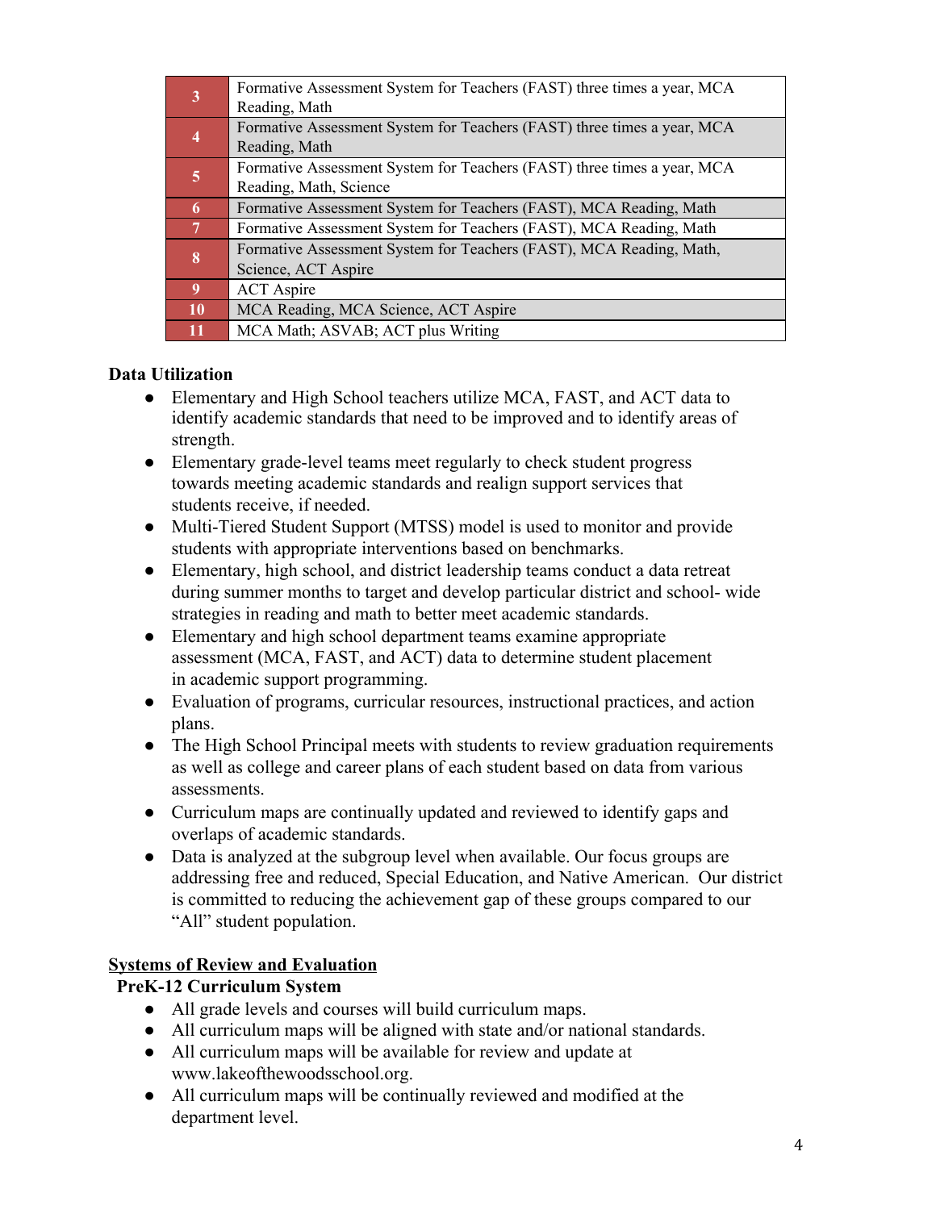| | |
|---|---|
| **3** | Formative Assessment System for Teachers (FAST) three times a year, MCA Reading, Math |
| **4** | Formative Assessment System for Teachers (FAST) three times a year, MCA Reading, Math |
| **5** | Formative Assessment System for Teachers (FAST) three times a year, MCA Reading, Math, Science |
| **6** | Formative Assessment System for Teachers (FAST), MCA Reading, Math |
| **7** | Formative Assessment System for Teachers (FAST), MCA Reading, Math |
| **8** | Formative Assessment System for Teachers (FAST), MCA Reading, Math, Science, ACT Aspire |
| **9** | ACT Aspire |
| **10** | MCA Reading, MCA Science, ACT Aspire |
| **11** | MCA Math; ASVAB; ACT plus Writing |

**Data Utilization**

- Elementary and High School teachers utilize MCA, FAST, and ACT data to identify academic standards that need to be improved and to identify areas of strength.
- Elementary grade-level teams meet regularly to check student progress towards meeting academic standards and realign support services that students receive, if needed.
- Multi-Tiered Student Support (MTSS) model is used to monitor and provide students with appropriate interventions based on benchmarks.
- Elementary, high school, and district leadership teams conduct a data retreat during summer months to target and develop particular district and school- wide strategies in reading and math to better meet academic standards.
- Elementary and high school department teams examine appropriate assessment (MCA, FAST, and ACT) data to determine student placement in academic support programming.
- Evaluation of programs, curricular resources, instructional practices, and action plans.
- The High School Principal meets with students to review graduation requirements as well as college and career plans of each student based on data from various assessments.
- Curriculum maps are continually updated and reviewed to identify gaps and overlaps of academic standards.
- Data is analyzed at the subgroup level when available. Our focus groups are addressing free and reduced, Special Education, and Native American. Our district is committed to reducing the achievement gap of these groups compared to our "All" student population.

**Systems of Review and Evaluation**

**PreK-12 Curriculum System**

- All grade levels and courses will build curriculum maps.
- All curriculum maps will be aligned with state and/or national standards.
- All curriculum maps will be available for review and update at www.lakeofthewoodsschool.org.
- All curriculum maps will be continually reviewed and modified at the department level.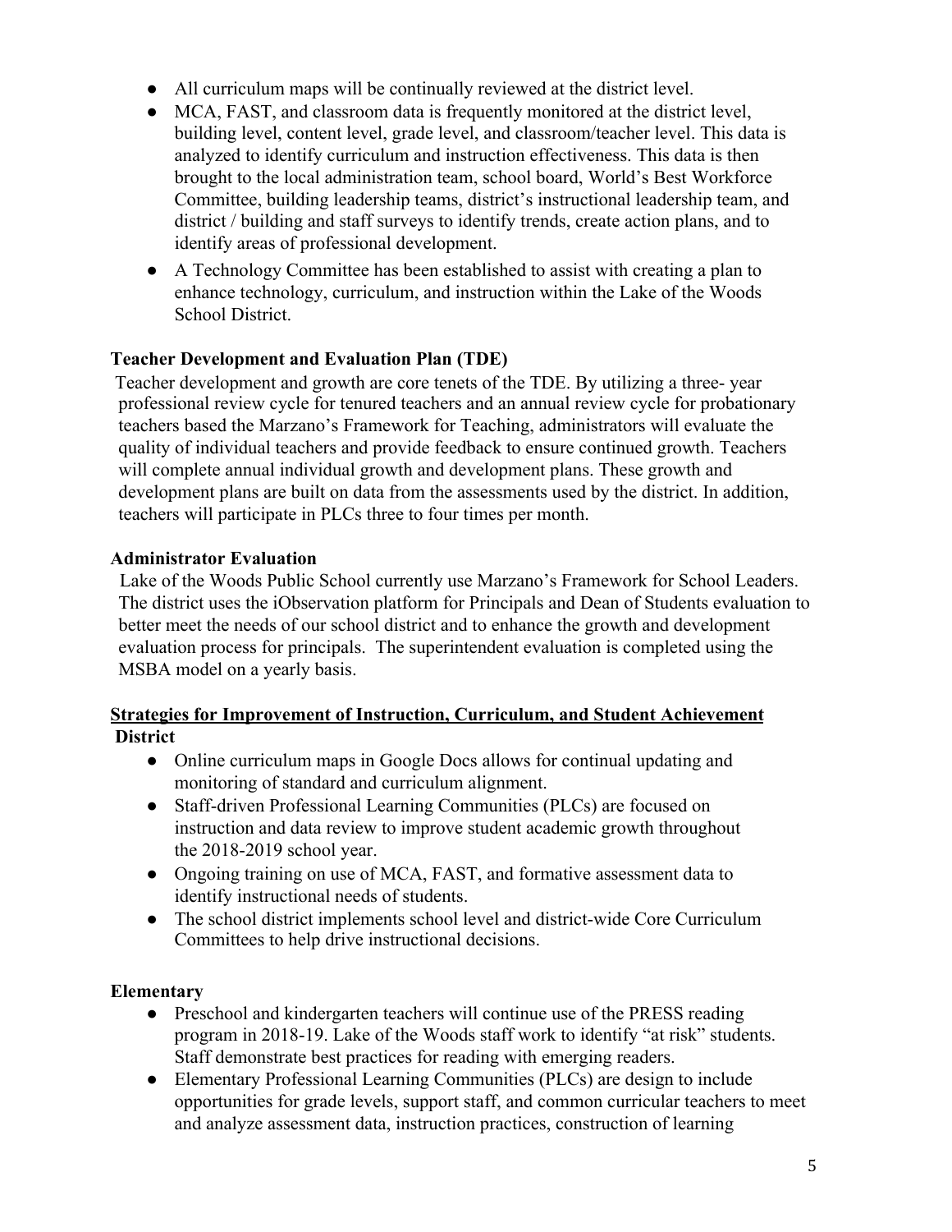- All curriculum maps will be continually reviewed at the district level.
- MCA, FAST, and classroom data is frequently monitored at the district level, building level, content level, grade level, and classroom/teacher level. This data is analyzed to identify curriculum and instruction effectiveness. This data is then brought to the local administration team, school board, World's Best Workforce Committee, building leadership teams, district's instructional leadership team, and district / building and staff surveys to identify trends, create action plans, and to identify areas of professional development.
- A Technology Committee has been established to assist with creating a plan to enhance technology, curriculum, and instruction within the Lake of the Woods School District.

**Teacher Development and Evaluation Plan (TDE)**

Teacher development and growth are core tenets of the TDE. By utilizing a three- year professional review cycle for tenured teachers and an annual review cycle for probationary teachers based the Marzano's Framework for Teaching, administrators will evaluate the quality of individual teachers and provide feedback to ensure continued growth. Teachers will complete annual individual growth and development plans. These growth and development plans are built on data from the assessments used by the district. In addition, teachers will participate in PLCs three to four times per month.

**Administrator Evaluation**

Lake of the Woods Public School currently use Marzano's Framework for School Leaders. The district uses the iObservation platform for Principals and Dean of Students evaluation to better meet the needs of our school district and to enhance the growth and development evaluation process for principals. The superintendent evaluation is completed using the MSBA model on a yearly basis.

**Strategies for Improvement of Instruction, Curriculum, and Student Achievement**

**District**

- Online curriculum maps in Google Docs allows for continual updating and monitoring of standard and curriculum alignment.
- Staff-driven Professional Learning Communities (PLCs) are focused on instruction and data review to improve student academic growth throughout the 2018-2019 school year.
- Ongoing training on use of MCA, FAST, and formative assessment data to identify instructional needs of students.
- The school district implements school level and district-wide Core Curriculum Committees to help drive instructional decisions.

**Elementary**

- Preschool and kindergarten teachers will continue use of the PRESS reading program in 2018-19. Lake of the Woods staff work to identify "at risk" students. Staff demonstrate best practices for reading with emerging readers.
- Elementary Professional Learning Communities (PLCs) are design to include opportunities for grade levels, support staff, and common curricular teachers to meet and analyze assessment data, instruction practices, construction of learning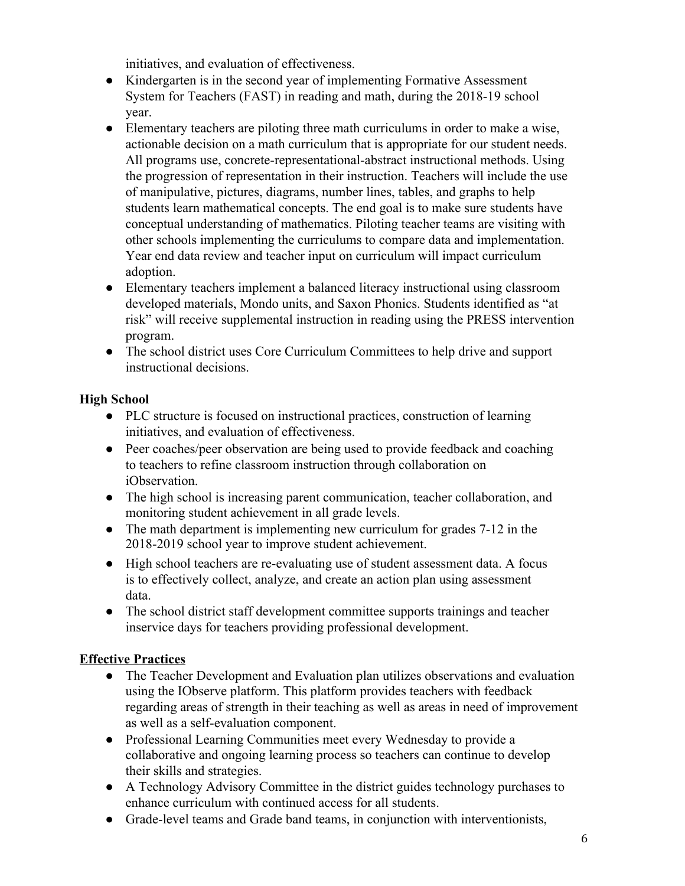initiatives, and evaluation of effectiveness.

- Kindergarten is in the second year of implementing Formative Assessment System for Teachers (FAST) in reading and math, during the 2018-19 school year.
- Elementary teachers are piloting three math curriculums in order to make a wise, actionable decision on a math curriculum that is appropriate for our student needs. All programs use, concrete-representational-abstract instructional methods. Using the progression of representation in their instruction. Teachers will include the use of manipulative, pictures, diagrams, number lines, tables, and graphs to help students learn mathematical concepts. The end goal is to make sure students have conceptual understanding of mathematics. Piloting teacher teams are visiting with other schools implementing the curriculums to compare data and implementation. Year end data review and teacher input on curriculum will impact curriculum adoption.
- Elementary teachers implement a balanced literacy instructional using classroom developed materials, Mondo units, and Saxon Phonics. Students identified as "at risk" will receive supplemental instruction in reading using the PRESS intervention program.
- The school district uses Core Curriculum Committees to help drive and support instructional decisions.

**High School**

- PLC structure is focused on instructional practices, construction of learning initiatives, and evaluation of effectiveness.
- Peer coaches/peer observation are being used to provide feedback and coaching to teachers to refine classroom instruction through collaboration on iObservation.
- The high school is increasing parent communication, teacher collaboration, and monitoring student achievement in all grade levels.
- The math department is implementing new curriculum for grades 7-12 in the 2018-2019 school year to improve student achievement.
- High school teachers are re-evaluating use of student assessment data. A focus is to effectively collect, analyze, and create an action plan using assessment data.
- The school district staff development committee supports trainings and teacher inservice days for teachers providing professional development.

**Effective Practices**

- The Teacher Development and Evaluation plan utilizes observations and evaluation using the IObserve platform. This platform provides teachers with feedback regarding areas of strength in their teaching as well as areas in need of improvement as well as a self-evaluation component.
- Professional Learning Communities meet every Wednesday to provide a collaborative and ongoing learning process so teachers can continue to develop their skills and strategies.
- A Technology Advisory Committee in the district guides technology purchases to enhance curriculum with continued access for all students.
- Grade-level teams and Grade band teams, in conjunction with interventionists,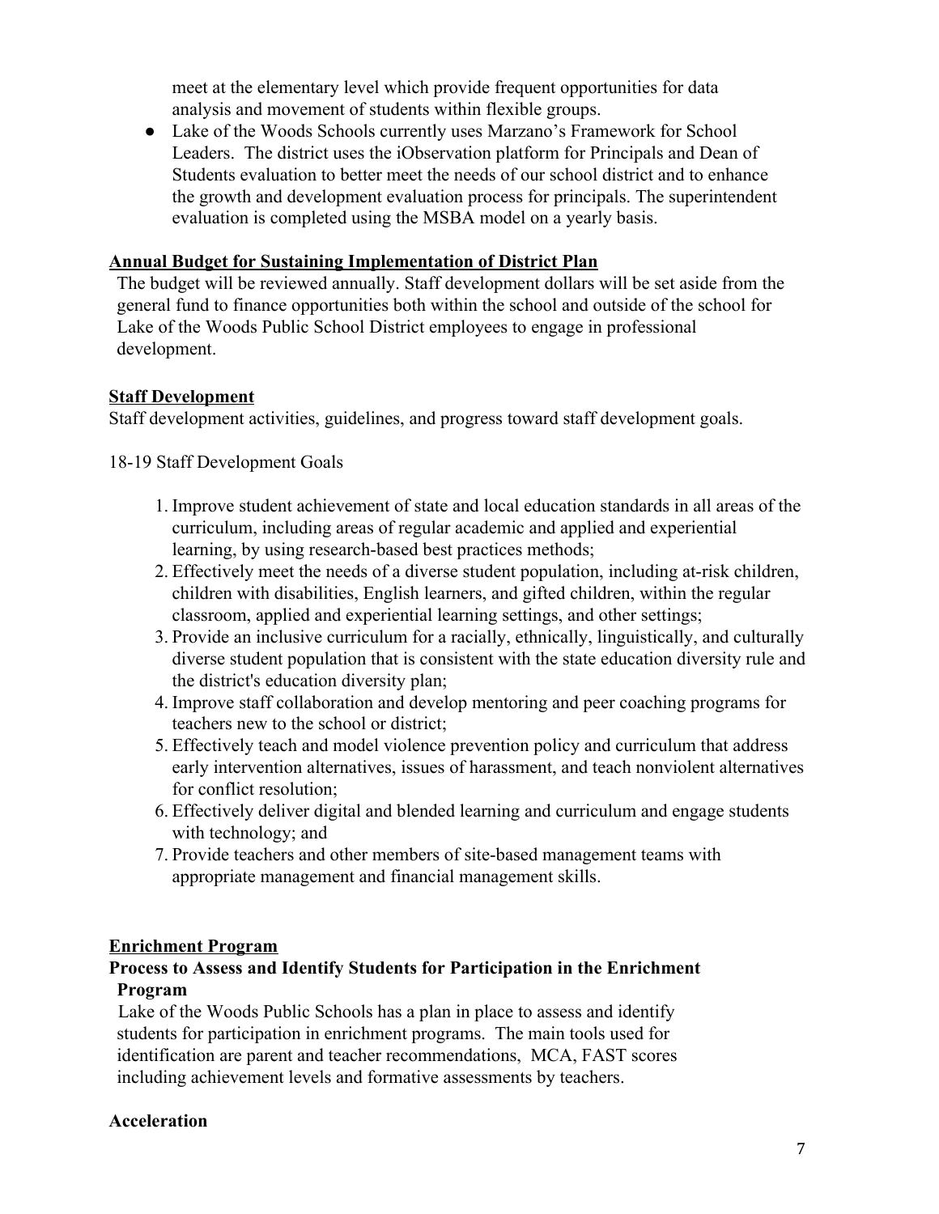meet at the elementary level which provide frequent opportunities for data analysis and movement of students within flexible groups.

- Lake of the Woods Schools currently uses Marzano's Framework for School Leaders. The district uses the iObservation platform for Principals and Dean of Students evaluation to better meet the needs of our school district and to enhance the growth and development evaluation process for principals. The superintendent evaluation is completed using the MSBA model on a yearly basis.

**Annual Budget for Sustaining Implementation of District Plan**

The budget will be reviewed annually. Staff development dollars will be set aside from the general fund to finance opportunities both within the school and outside of the school for Lake of the Woods Public School District employees to engage in professional development.

**Staff Development**

Staff development activities, guidelines, and progress toward staff development goals.

18-19 Staff Development Goals

1. Improve student achievement of state and local education standards in all areas of the curriculum, including areas of regular academic and applied and experiential learning, by using research-based best practices methods;
2. Effectively meet the needs of a diverse student population, including at-risk children, children with disabilities, English learners, and gifted children, within the regular classroom, applied and experiential learning settings, and other settings;
3. Provide an inclusive curriculum for a racially, ethnically, linguistically, and culturally diverse student population that is consistent with the state education diversity rule and the district's education diversity plan;
4. Improve staff collaboration and develop mentoring and peer coaching programs for teachers new to the school or district;
5. Effectively teach and model violence prevention policy and curriculum that address early intervention alternatives, issues of harassment, and teach nonviolent alternatives for conflict resolution;
6. Effectively deliver digital and blended learning and curriculum and engage students with technology; and
7. Provide teachers and other members of site-based management teams with appropriate management and financial management skills.

**Enrichment Program**

**Process to Assess and Identify Students for Participation in the Enrichment Program**

Lake of the Woods Public Schools has a plan in place to assess and identify students for participation in enrichment programs. The main tools used for identification are parent and teacher recommendations, MCA, FAST scores including achievement levels and formative assessments by teachers.

**Acceleration**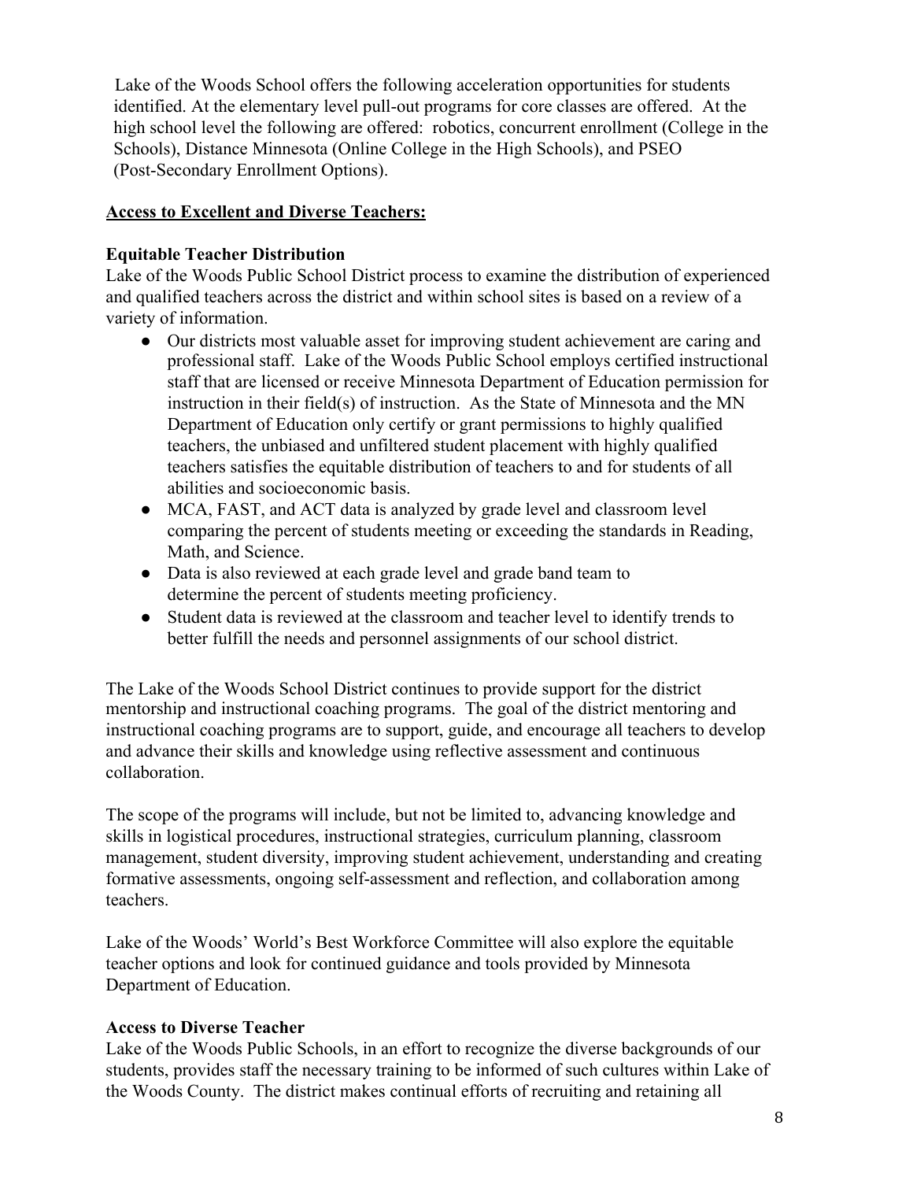Lake of the Woods School offers the following acceleration opportunities for students identified. At the elementary level pull-out programs for core classes are offered. At the high school level the following are offered: robotics, concurrent enrollment (College in the Schools), Distance Minnesota (Online College in the High Schools), and PSEO (Post-Secondary Enrollment Options).

## <u>Access to Excellent and Diverse Teachers:</u>

### Equitable Teacher Distribution

Lake of the Woods Public School District process to examine the distribution of experienced and qualified teachers across the district and within school sites is based on a review of a variety of information.

- Our districts most valuable asset for improving student achievement are caring and professional staff. Lake of the Woods Public School employs certified instructional staff that are licensed or receive Minnesota Department of Education permission for instruction in their field(s) of instruction. As the State of Minnesota and the MN Department of Education only certify or grant permissions to highly qualified teachers, the unbiased and unfiltered student placement with highly qualified teachers satisfies the equitable distribution of teachers to and for students of all abilities and socioeconomic basis.
- MCA, FAST, and ACT data is analyzed by grade level and classroom level comparing the percent of students meeting or exceeding the standards in Reading, Math, and Science.
- Data is also reviewed at each grade level and grade band team to determine the percent of students meeting proficiency.
- Student data is reviewed at the classroom and teacher level to identify trends to better fulfill the needs and personnel assignments of our school district.

The Lake of the Woods School District continues to provide support for the district mentorship and instructional coaching programs. The goal of the district mentoring and instructional coaching programs are to support, guide, and encourage all teachers to develop and advance their skills and knowledge using reflective assessment and continuous collaboration.

The scope of the programs will include, but not be limited to, advancing knowledge and skills in logistical procedures, instructional strategies, curriculum planning, classroom management, student diversity, improving student achievement, understanding and creating formative assessments, ongoing self-assessment and reflection, and collaboration among teachers.

Lake of the Woods' World's Best Workforce Committee will also explore the equitable teacher options and look for continued guidance and tools provided by Minnesota Department of Education.

### Access to Diverse Teacher

Lake of the Woods Public Schools, in an effort to recognize the diverse backgrounds of our students, provides staff the necessary training to be informed of such cultures within Lake of the Woods County. The district makes continual efforts of recruiting and retaining all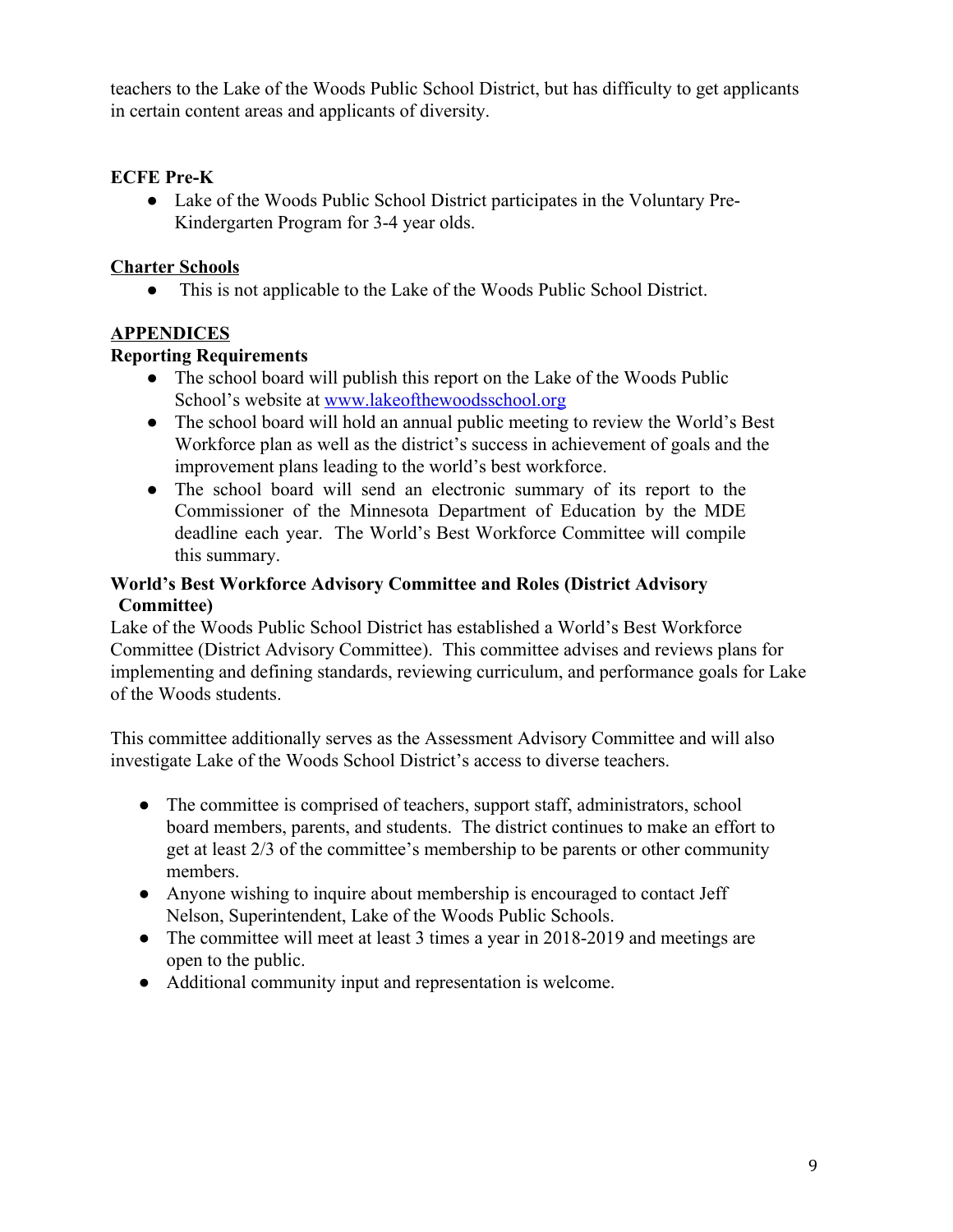teachers to the Lake of the Woods Public School District, but has difficulty to get applicants in certain content areas and applicants of diversity.

**ECFE Pre-K**

- Lake of the Woods Public School District participates in the Voluntary Pre-Kindergarten Program for 3-4 year olds.

**Charter Schools**

- This is not applicable to the Lake of the Woods Public School District.

## APPENDICES

**Reporting Requirements**

- The school board will publish this report on the Lake of the Woods Public School's website at [www.lakeofthewoodsschool.org](http://www.lakeofthewoodsschool.org)
- The school board will hold an annual public meeting to review the World's Best Workforce plan as well as the district's success in achievement of goals and the improvement plans leading to the world's best workforce.
- The school board will send an electronic summary of its report to the Commissioner of the Minnesota Department of Education by the MDE deadline each year. The World's Best Workforce Committee will compile this summary.

**World's Best Workforce Advisory Committee and Roles (District Advisory Committee)**

Lake of the Woods Public School District has established a World's Best Workforce Committee (District Advisory Committee). This committee advises and reviews plans for implementing and defining standards, reviewing curriculum, and performance goals for Lake of the Woods students.

This committee additionally serves as the Assessment Advisory Committee and will also investigate Lake of the Woods School District's access to diverse teachers.

- The committee is comprised of teachers, support staff, administrators, school board members, parents, and students. The district continues to make an effort to get at least 2/3 of the committee's membership to be parents or other community members.
- Anyone wishing to inquire about membership is encouraged to contact Jeff Nelson, Superintendent, Lake of the Woods Public Schools.
- The committee will meet at least 3 times a year in 2018-2019 and meetings are open to the public.
- Additional community input and representation is welcome.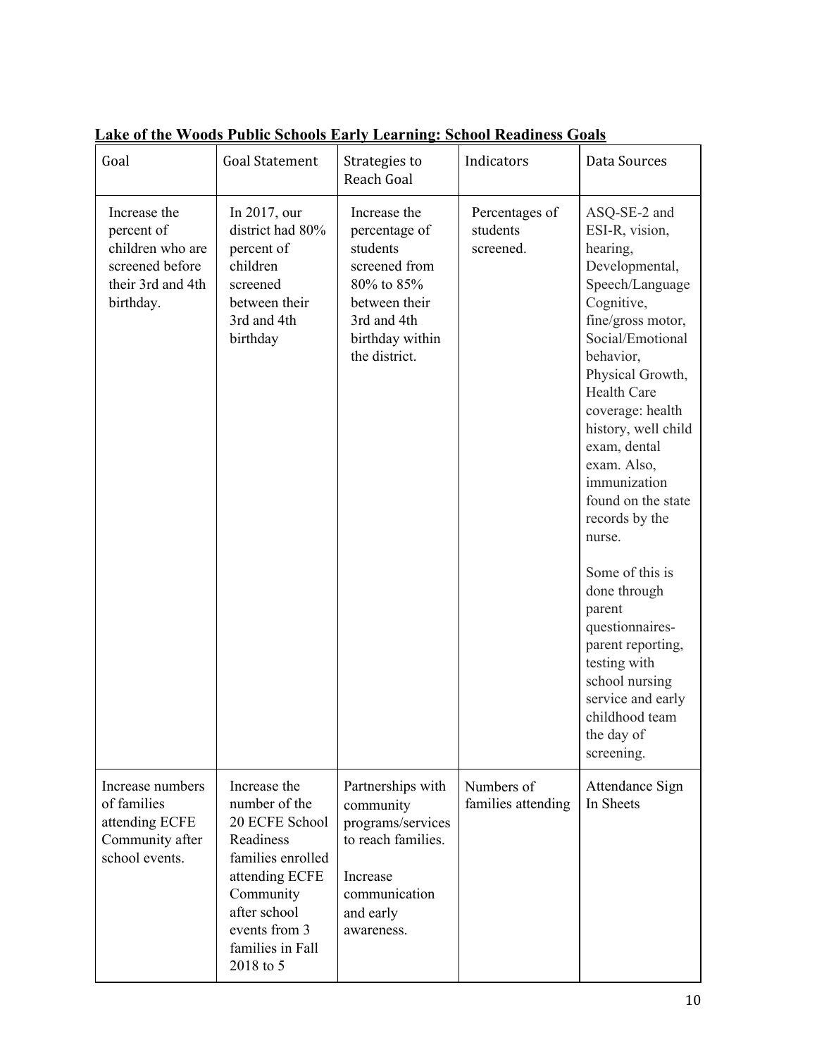**Lake of the Woods Public Schools Early Learning: School Readiness Goals**

| Goal | Goal Statement | Strategies to Reach Goal | Indicators | Data Sources |
|---|---|---|---|---|
| Increase the percent of children who are screened before their 3rd and 4th birthday. | In 2017, our district had 80% percent of children screened between their 3rd and 4th birthday | Increase the percentage of students screened from 80% to 85% between their 3rd and 4th birthday within the district. | Percentages of students screened. | ASQ-SE-2 and ESI-R, vision, hearing, Developmental, Speech/Language Cognitive, fine/gross motor, Social/Emotional behavior, Physical Growth, Health Care coverage: health history, well child exam, dental exam. Also, immunization found on the state records by the nurse.<br><br>Some of this is done through parent questionnaires-parent reporting, testing with school nursing service and early childhood team the day of screening. |
| Increase numbers of families attending ECFE Community after school events. | Increase the number of the 20 ECFE School Readiness families enrolled attending ECFE Community after school events from 3 families in Fall 2018 to 5 | Partnerships with community programs/services to reach families.<br><br>Increase communication and early awareness. | Numbers of families attending | Attendance Sign In Sheets |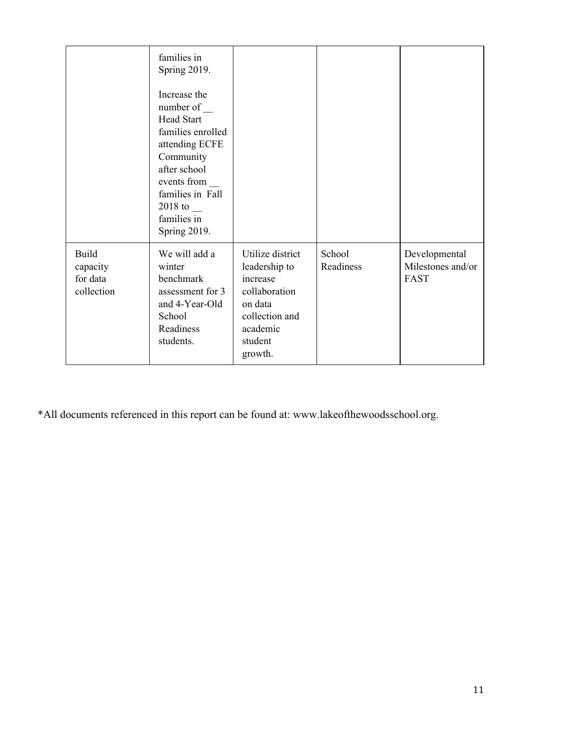| | | | | |
|---|---|---|---|---|
| | families in Spring 2019.<br><br>Increase the number of __ Head Start families enrolled attending ECFE Community after school events from __ families in Fall 2018 to __ families in Spring 2019. | | | |
| Build capacity for data collection | We will add a winter benchmark assessment for 3 and 4-Year-Old School Readiness students. | Utilize district leadership to increase collaboration on data collection and academic student growth. | School Readiness | Developmental Milestones and/or FAST |

*All documents referenced in this report can be found at: www.lakeofthewoodsschool.org.